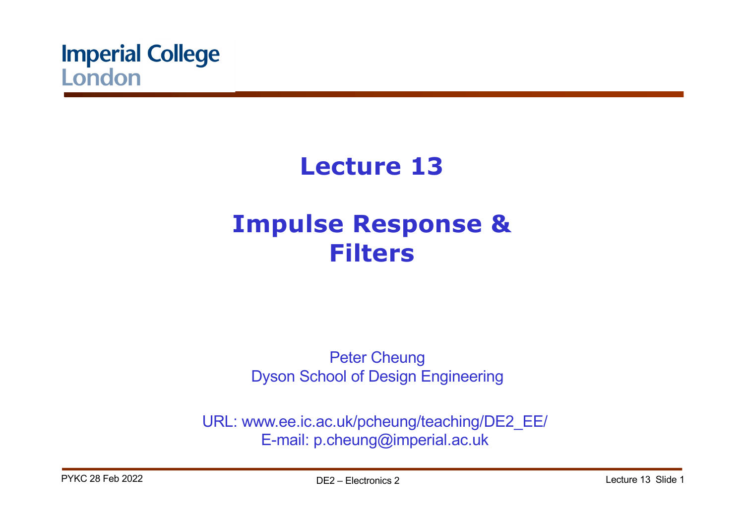Imperial College London

# Lecture 13

# Impulse Response & Filters

Peter Cheung
Dyson School of Design Engineering

URL: www.ee.ic.ac.uk/pcheung/teaching/DE2_EE/
E-mail: p.cheung@imperial.ac.uk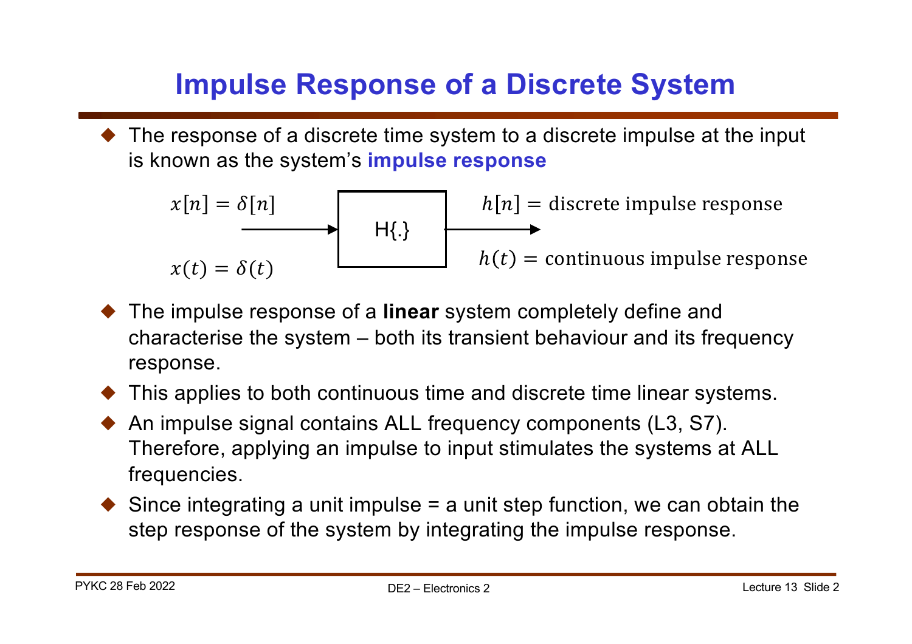# Impulse Response of a Discrete System

- The response of a discrete time system to a discrete impulse at the input is known as the system's **impulse response**

$x[n] = \delta[n]$ → H{.} → $h[n] =$ discrete impulse response

$x(t) = \delta(t)$ → H{.} → $h(t) =$ continuous impulse response

- The impulse response of a **linear** system completely define and characterise the system – both its transient behaviour and its frequency response.
- This applies to both continuous time and discrete time linear systems.
- An impulse signal contains ALL frequency components (L3, S7). Therefore, applying an impulse to input stimulates the systems at ALL frequencies.
- Since integrating a unit impulse = a unit step function, we can obtain the step response of the system by integrating the impulse response.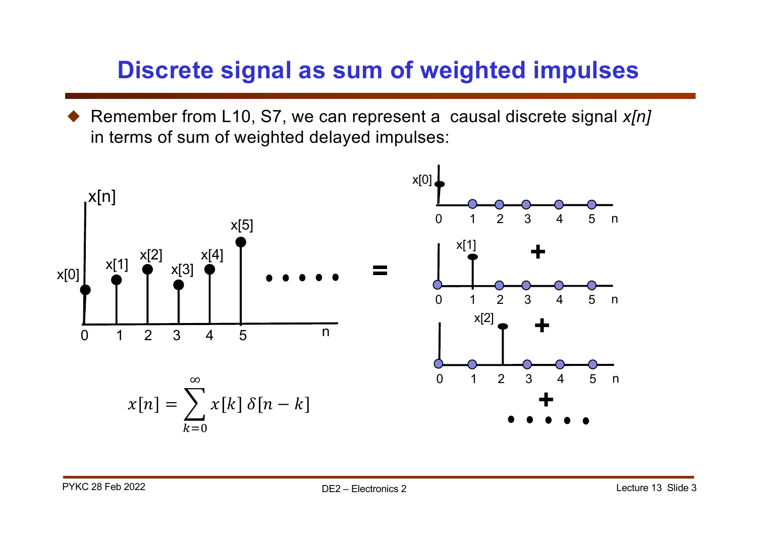# Discrete signal as sum of weighted impulses

- Remember from L10, S7, we can represent a causal discrete signal *x[n]* in terms of sum of weighted delayed impulses:

$$x[n] = \sum_{k=0}^{\infty} x[k]\,\delta[n-k]$$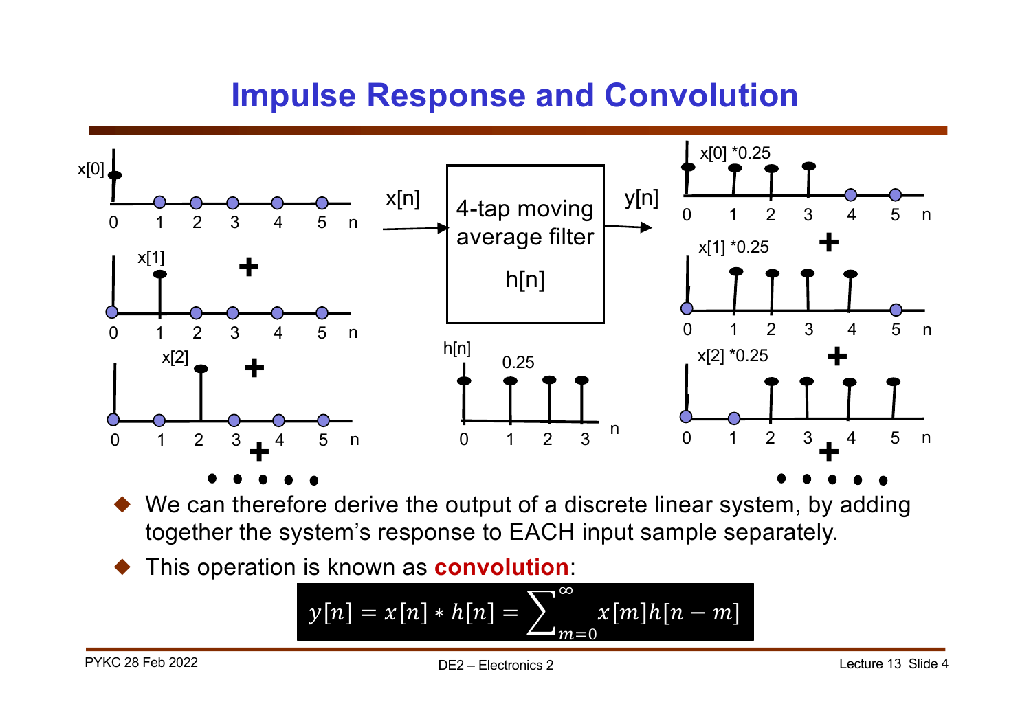# Impulse Response and Convolution

- We can therefore derive the output of a discrete linear system, by adding together the system's response to EACH input sample separately.
- This operation is known as **convolution**:

$$y[n] = x[n] * h[n] = \sum_{m=0}^{\infty} x[m]h[n-m]$$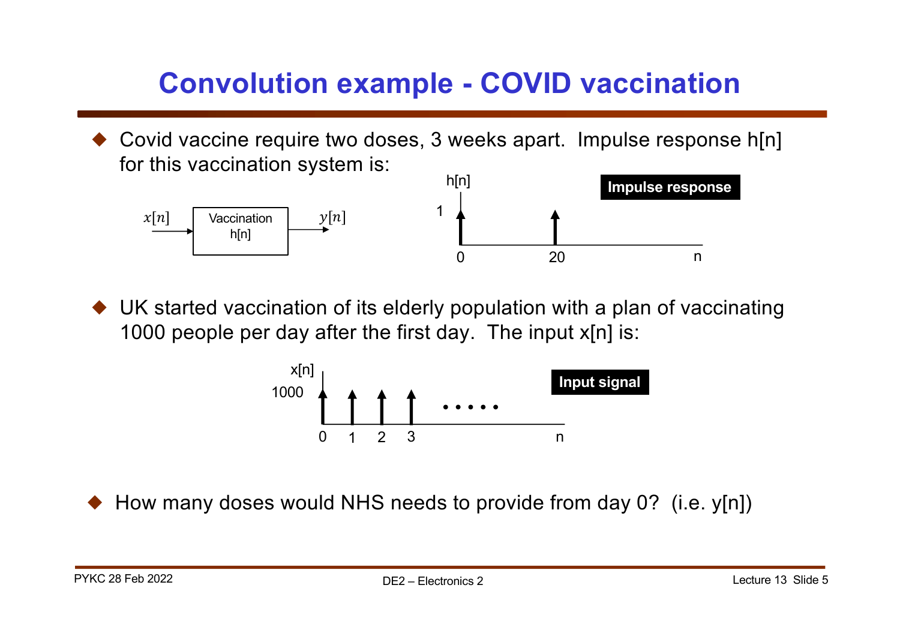# Convolution example - COVID vaccination

- Covid vaccine require two doses, 3 weeks apart. Impulse response h[n] for this vaccination system is:

$x[n]$ → Vaccination h[n] → $y[n]$

h[n]

1

0 20 n

**Impulse response**

- UK started vaccination of its elderly population with a plan of vaccinating 1000 people per day after the first day. The input x[n] is:

x[n]

1000

0 1 2 3 ..... n

**Input signal**

- How many doses would NHS needs to provide from day 0? (i.e. y[n])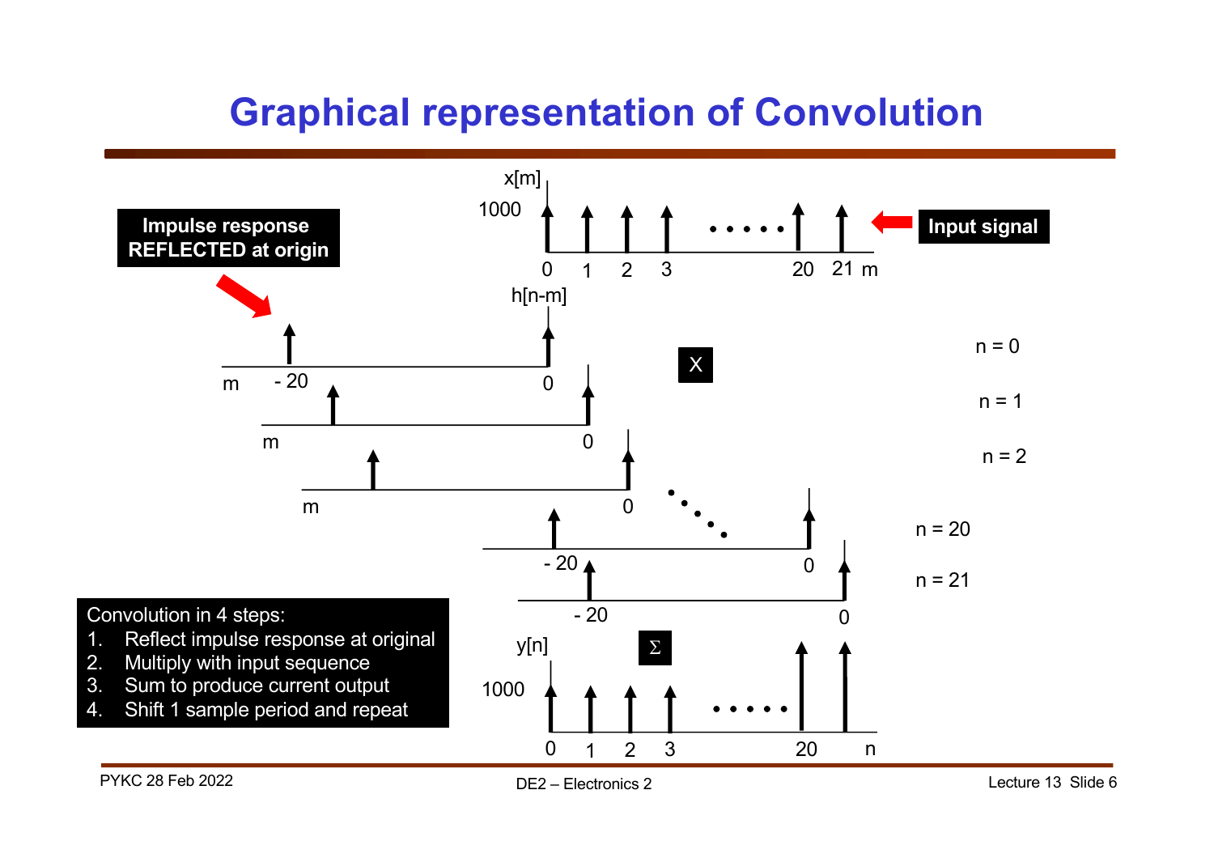# Graphical representation of Convolution

Impulse response REFLECTED at origin

Input signal

$x[m]$

1000

0 1 2 3 ..... 20 21 m

$h[n-m]$

m -20 0

X

n = 0

n = 1

n = 2

n = 20

n = 21

m 0

m 0

-20 0

-20 0

$y[n]$

$\Sigma$

1000

0 1 2 3 ..... 20 n

Convolution in 4 steps:

1. Reflect impulse response at original
2. Multiply with input sequence
3. Sum to produce current output
4. Shift 1 sample period and repeat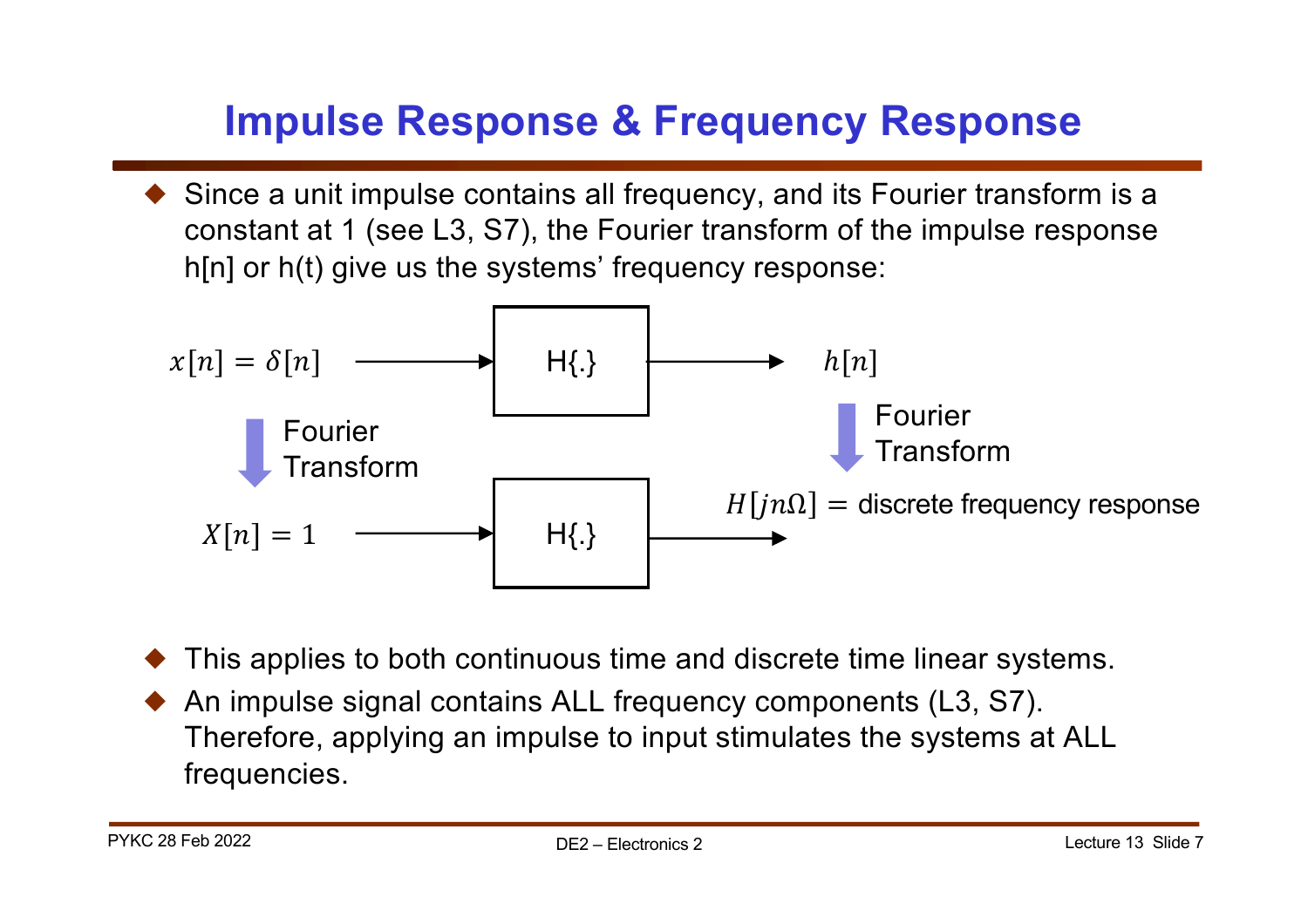# Impulse Response & Frequency Response

- Since a unit impulse contains all frequency, and its Fourier transform is a constant at 1 (see L3, S7), the Fourier transform of the impulse response h[n] or h(t) give us the systems' frequency response:

$x[n] = \delta[n]$ → H{.} → $h[n]$

Fourier Transform ↓ &nbsp;&nbsp;&nbsp;&nbsp;&nbsp;&nbsp;&nbsp;&nbsp; ↓ Fourier Transform

$X[n] = 1$ → H{.} → $H[jn\Omega]$ = discrete frequency response

- This applies to both continuous time and discrete time linear systems.
- An impulse signal contains ALL frequency components (L3, S7). Therefore, applying an impulse to input stimulates the systems at ALL frequencies.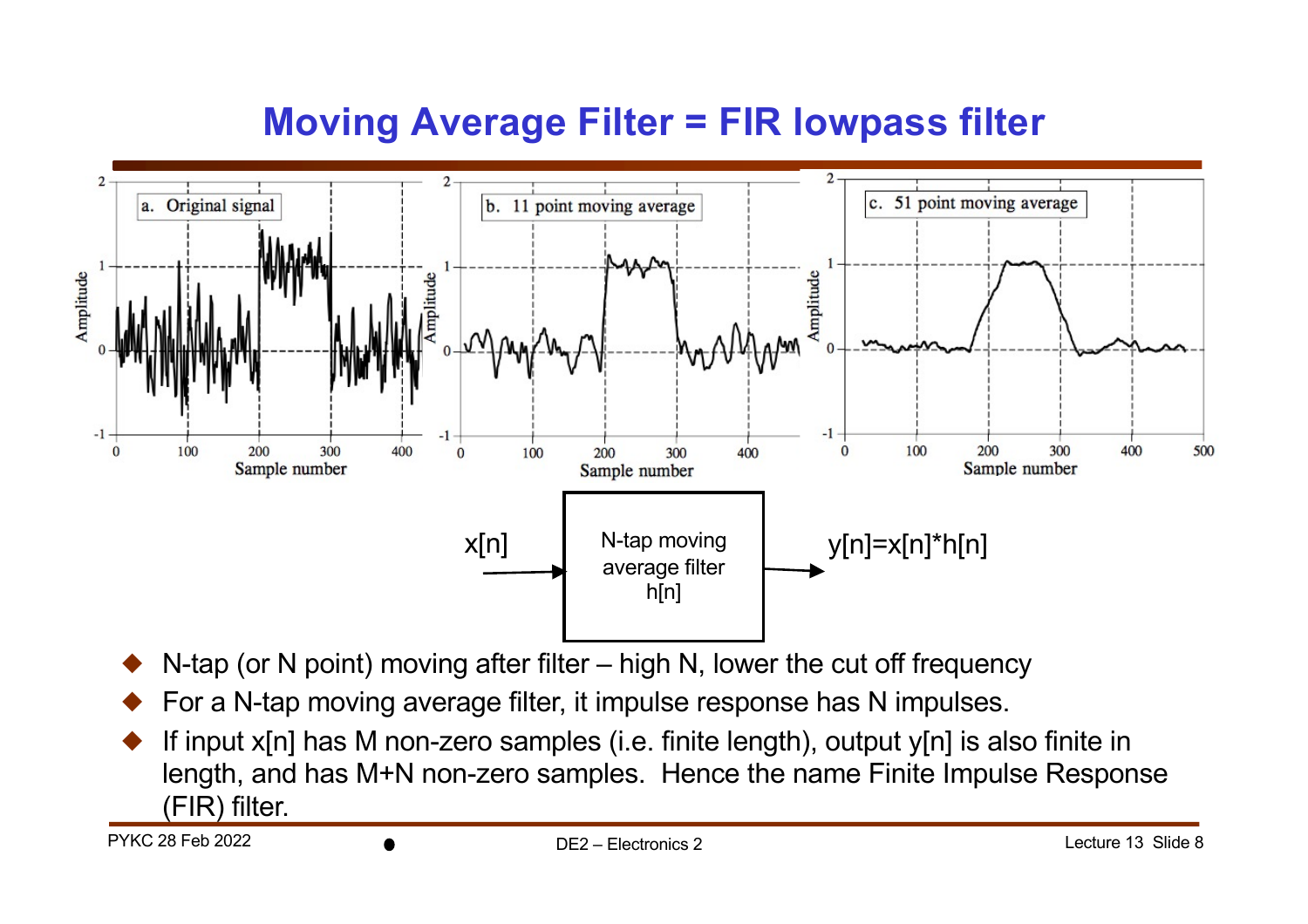# Moving Average Filter = FIR lowpass filter

a. Original signal

b. 11 point moving average

c. 51 point moving average

x[n] → N-tap moving average filter h[n] → y[n]=x[n]*h[n]

- N-tap (or N point) moving after filter – high N, lower the cut off frequency
- For a N-tap moving average filter, it impulse response has N impulses.
- If input x[n] has M non-zero samples (i.e. finite length), output y[n] is also finite in length, and has M+N non-zero samples. Hence the name Finite Impulse Response (FIR) filter.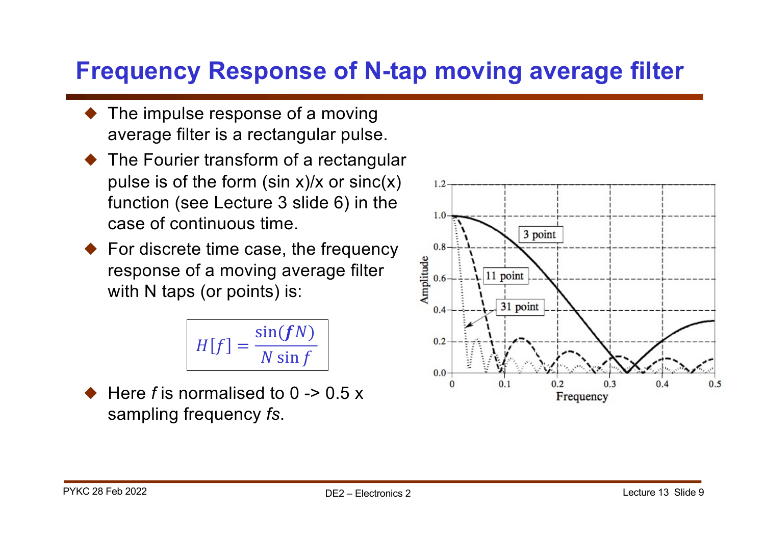# Frequency Response of N-tap moving average filter

- The impulse response of a moving average filter is a rectangular pulse.
- The Fourier transform of a rectangular pulse is of the form (sin x)/x or sinc(x) function (see Lecture 3 slide 6) in the case of continuous time.
- For discrete time case, the frequency response of a moving average filter with N taps (or points) is:

$$H[f] = \frac{\sin(\boldsymbol{f}N)}{N \sin f}$$

- Here $f$ is normalised to 0 -> 0.5 x sampling frequency $fs$.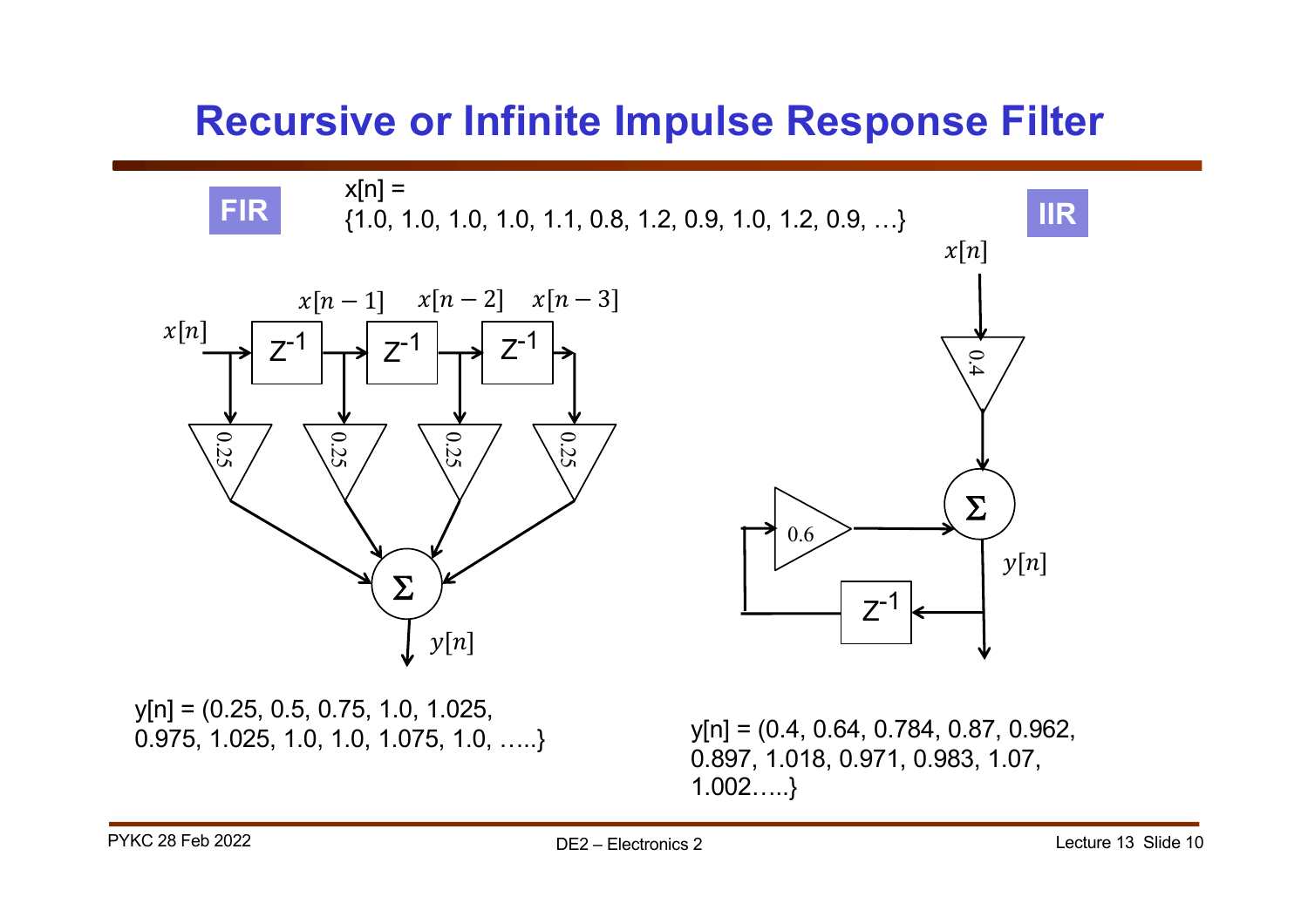# Recursive or Infinite Impulse Response Filter

**FIR**

x[n] =
{1.0, 1.0, 1.0, 1.0, 1.1, 0.8, 1.2, 0.9, 1.0, 1.2, 0.9, …}

**IIR**

$x[n]$ $x[n-1]$ $x[n-2]$ $x[n-3]$

$Z^{-1}$ $Z^{-1}$ $Z^{-1}$

0.25 0.25 0.25 0.25

$\Sigma$

$y[n]$

$x[n]$

0.4

$\Sigma$

0.6

$y[n]$

$Z^{-1}$

y[n] = (0.25, 0.5, 0.75, 1.0, 1.025, 0.975, 1.025, 1.0, 1.0, 1.075, 1.0, …..}

y[n] = (0.4, 0.64, 0.784, 0.87, 0.962, 0.897, 1.018, 0.971, 0.983, 1.07, 1.002…..}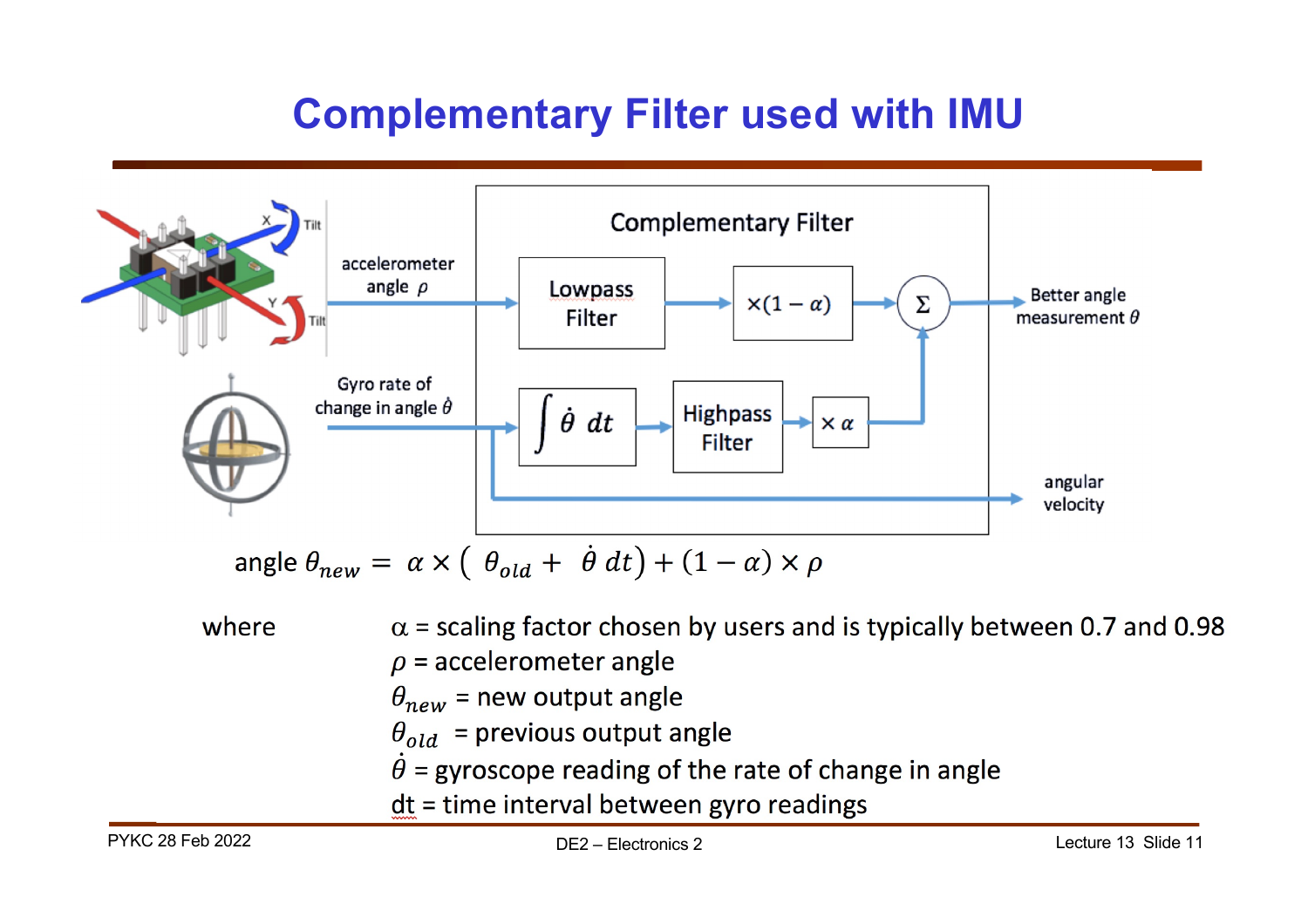# Complementary Filter used with IMU

Complementary Filter

accelerometer angle $\rho$ → Lowpass Filter → $\times(1-\alpha)$ → $\Sigma$ → Better angle measurement $\theta$

Gyro rate of change in angle $\dot{\theta}$ → $\int \dot{\theta}\ dt$ → Highpass Filter → $\times\ \alpha$ → $\Sigma$

Gyro rate of change in angle $\dot{\theta}$ → angular velocity

$$\text{angle } \theta_{new} = \alpha \times (\ \theta_{old} + \ \dot{\theta}\ dt) + (1-\alpha) \times \rho$$

where

- $\alpha$ = scaling factor chosen by users and is typically between 0.7 and 0.98
- $\rho$ = accelerometer angle
- $\theta_{new}$ = new output angle
- $\theta_{old}$ = previous output angle
- $\dot{\theta}$ = gyroscope reading of the rate of change in angle
- dt = time interval between gyro readings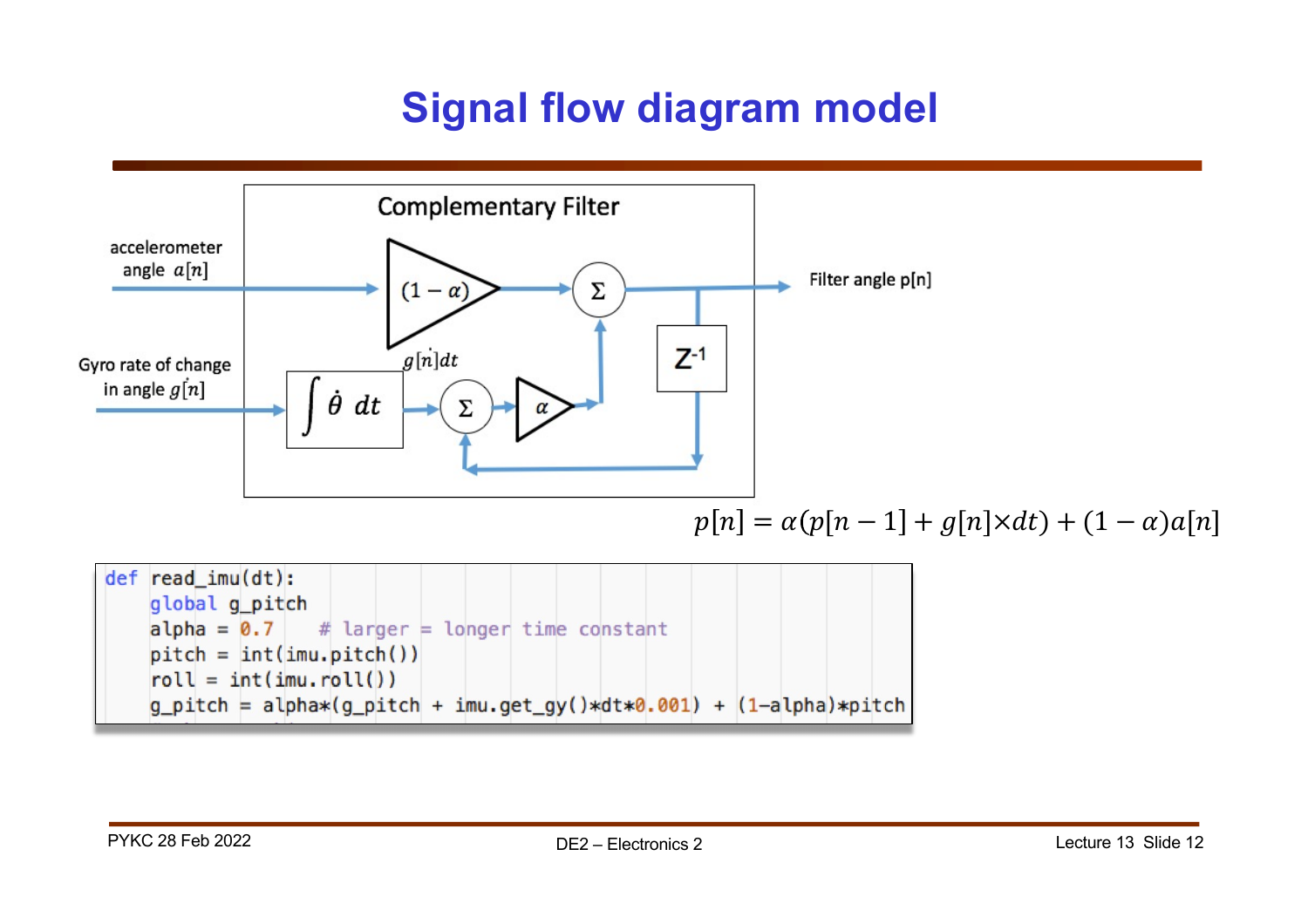# Signal flow diagram model

**Complementary Filter**

- accelerometer angle $a[n]$
- Gyro rate of change in angle $g[\dot{n}]$
- $(1-\alpha)$
- $\Sigma$
- $g[\dot{n}]dt$
- $\int \dot{\theta}\ dt$
- $\alpha$
- $Z^{-1}$
- Filter angle p[n]

$$p[n] = \alpha(p[n-1] + g[n] \times dt) + (1-\alpha)a[n]$$

```
def read_imu(dt):
    global g_pitch
    alpha = 0.7    # larger = longer time constant
    pitch = int(imu.pitch())
    roll = int(imu.roll())
    g_pitch = alpha*(g_pitch + imu.get_gy()*dt*0.001) + (1-alpha)*pitch
```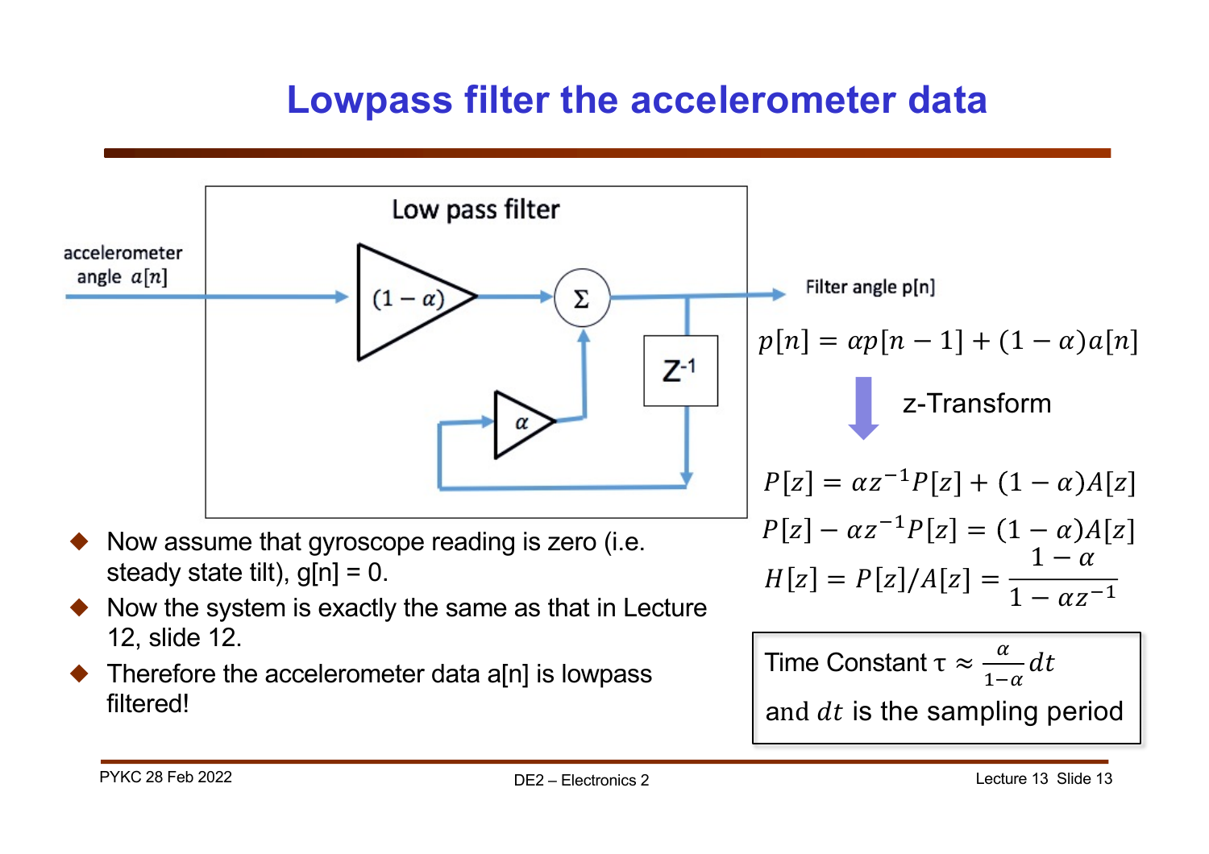# Lowpass filter the accelerometer data

Low pass filter

accelerometer angle $a[n]$

$(1-\alpha)$

$\Sigma$

$\alpha$

$Z^{-1}$

Filter angle p[n]

$$p[n] = \alpha p[n-1] + (1-\alpha)a[n]$$

z-Transform

$$P[z] = \alpha z^{-1}P[z] + (1-\alpha)A[z]$$

$$P[z] - \alpha z^{-1}P[z] = (1-\alpha)A[z]$$

$$H[z] = P[z]/A[z] = \frac{1-\alpha}{1-\alpha z^{-1}}$$

Time Constant $\tau \approx \frac{\alpha}{1-\alpha}dt$

and $dt$ is the sampling period

- Now assume that gyroscope reading is zero (i.e. steady state tilt), g[n] = 0.
- Now the system is exactly the same as that in Lecture 12, slide 12.
- Therefore the accelerometer data a[n] is lowpass filtered!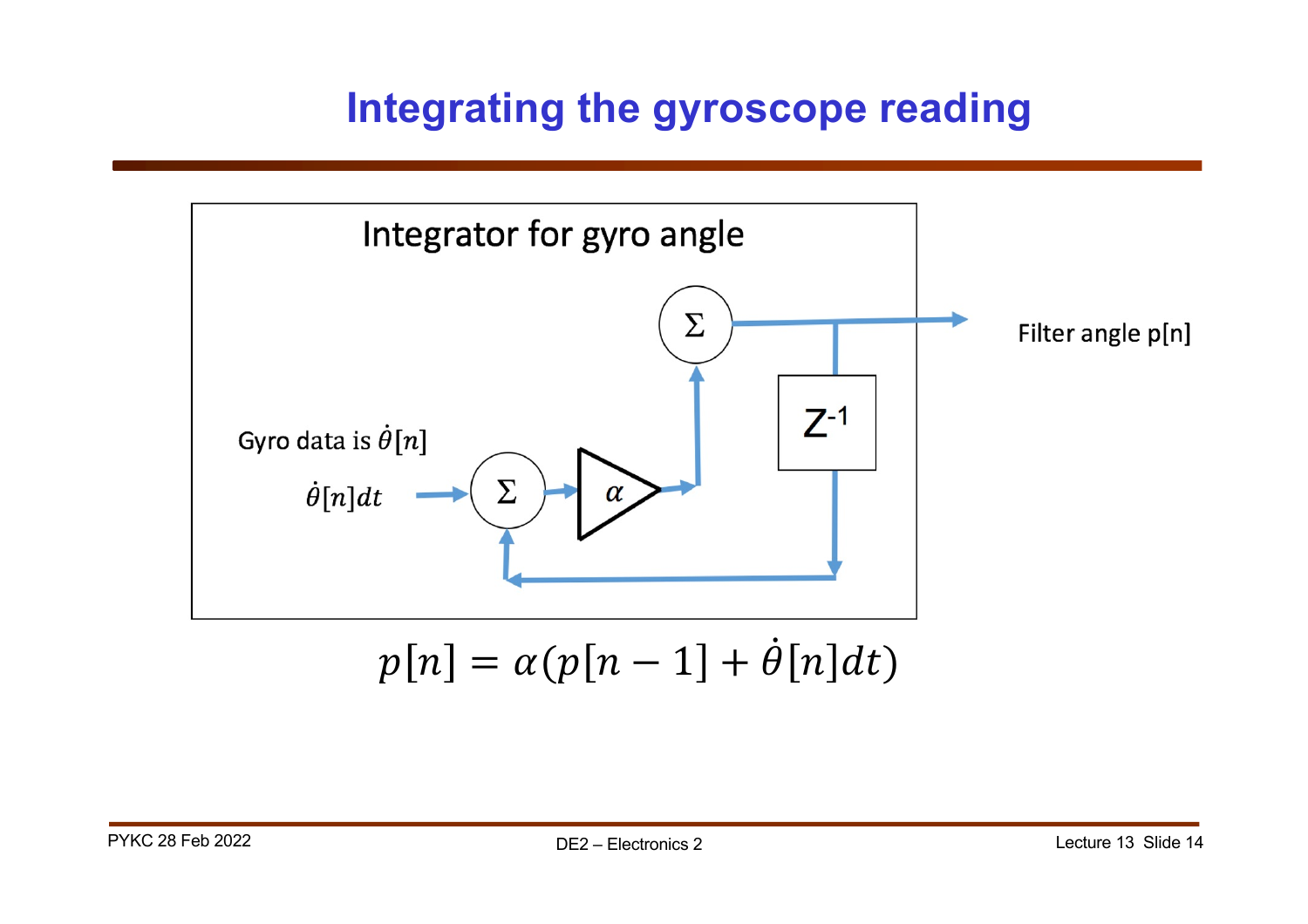# Integrating the gyroscope reading

Integrator for gyro angle

Gyro data is $\dot{\theta}[n]$

$\dot{\theta}[n]dt$

$\Sigma$

$\alpha$

$\Sigma$

$Z^{-1}$

Filter angle p[n]

$$p[n] = \alpha(p[n-1] + \dot{\theta}[n]dt)$$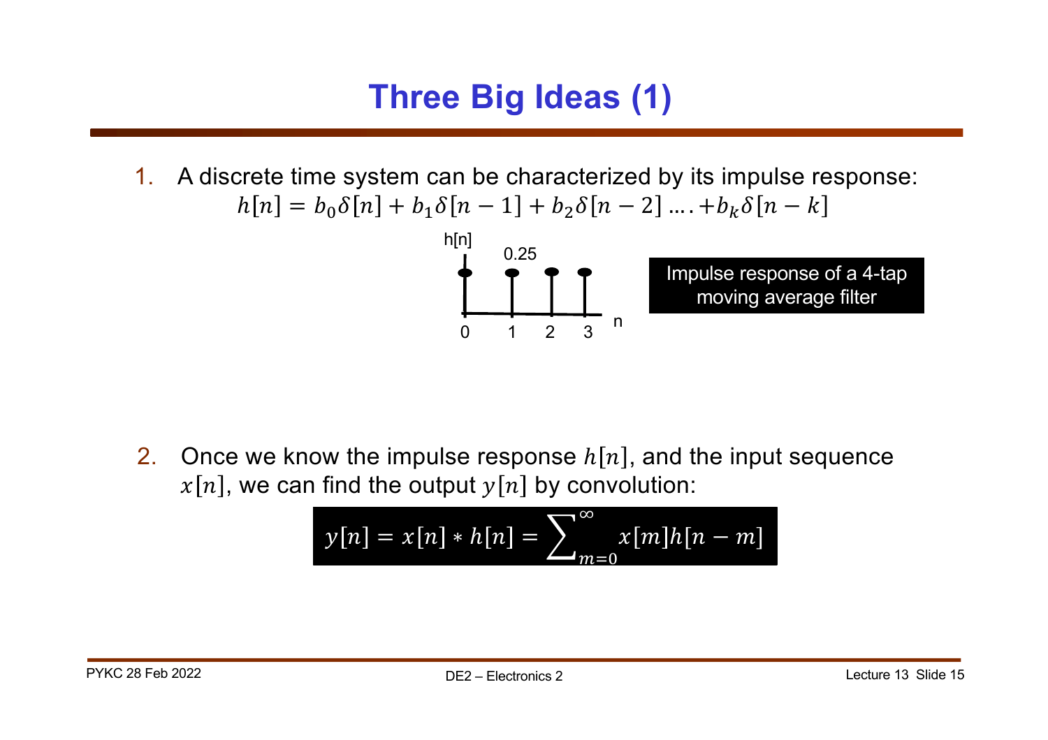# Three Big Ideas (1)

1. A discrete time system can be characterized by its impulse response:

$$h[n] = b_0\delta[n] + b_1\delta[n-1] + b_2\delta[n-2] \ldots . + b_k\delta[n-k]$$

h[n]

0.25

n

0 1 2 3

Impulse response of a 4-tap moving average filter

2. Once we know the impulse response $h[n]$, and the input sequence $x[n]$, we can find the output $y[n]$ by convolution:

$$y[n] = x[n] * h[n] = \sum_{m=0}^{\infty} x[m]h[n-m]$$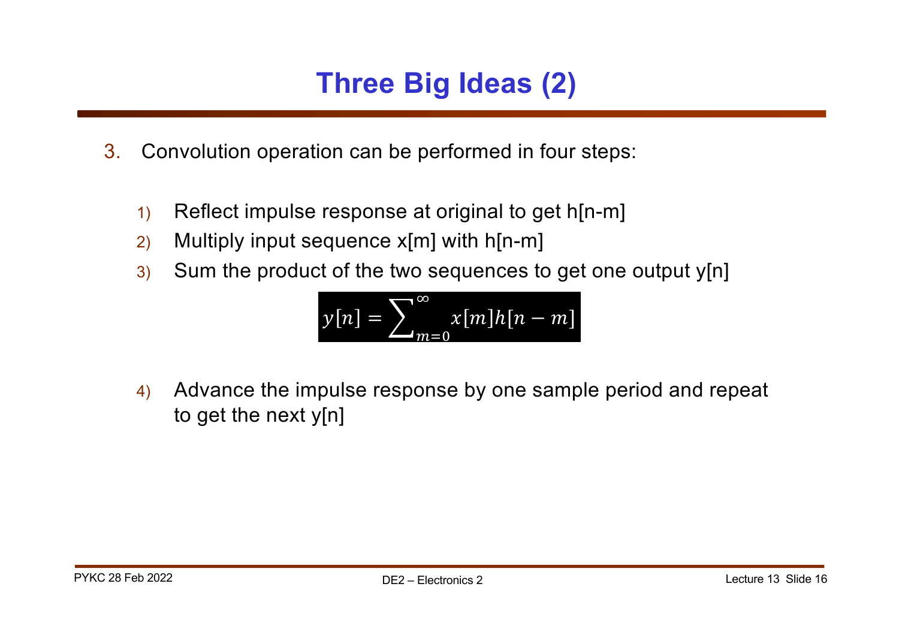# Three Big Ideas (2)

3. Convolution operation can be performed in four steps:

    1) Reflect impulse response at original to get h[n-m]
    2) Multiply input sequence x[m] with h[n-m]
    3) Sum the product of the two sequences to get one output y[n]

$$y[n] = \sum_{m=0}^{\infty} x[m]h[n-m]$$

    4) Advance the impulse response by one sample period and repeat to get the next y[n]